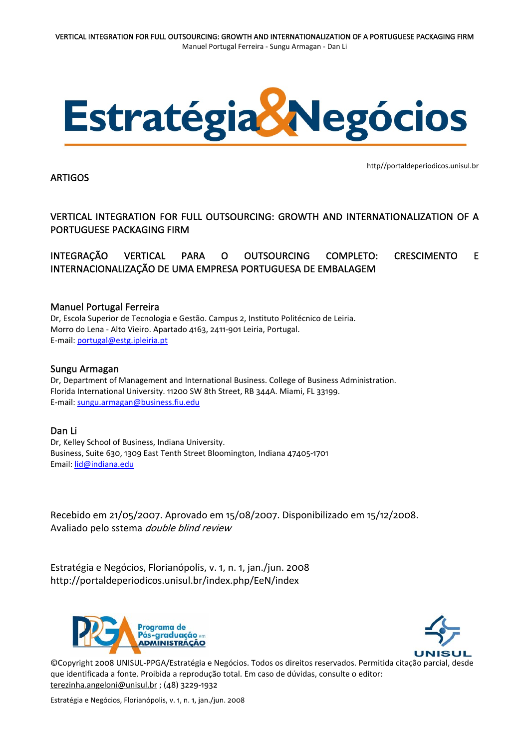# Estratégia&Negócios

http//portaldeperiodicos.unisul.br

ARTIGOS

## VERTICAL INTEGRATION FOR FULL OUTSOURCING: GROWTH AND INTERNATIONALIZATION OF A PORTUGUESE PACKAGING FIRM

## INTEGRAÇÃO VERTICAL PARA O OUTSOURCING COMPLETO: CRESCIMENTO E INTERNACIONALIZAÇÃO DE UMA EMPRESA PORTUGUESA DE EMBALAGEM

### Manuel Portugal Ferreira

Dr, Escola Superior de Tecnologia e Gestão. Campus 2, Instituto Politécnico de Leiria.
Morro do Lena - Alto Vieiro. Apartado 4163, 2411-901 Leiria, Portugal.
E-mail: portugal@estg.ipleiria.pt

### Sungu Armagan

Dr, Department of Management and International Business. College of Business Administration.
Florida International University. 11200 SW 8th Street, RB 344A. Miami, FL 33199.
E-mail: sungu.armagan@business.fiu.edu

### Dan Li

Dr, Kelley School of Business, Indiana University.
Business, Suite 630, 1309 East Tenth Street Bloomington, Indiana 47405-1701
Email: lid@indiana.edu

Recebido em 21/05/2007. Aprovado em 15/08/2007. Disponibilizado em 15/12/2008.
Avaliado pelo sstema *double blind review*

Estratégia e Negócios, Florianópolis, v. 1, n. 1, jan./jun. 2008
http://portaldeperiodicos.unisul.br/index.php/EeN/index

PPGA Programa de Pós-graduação em ADMINISTRAÇÃO

UNISUL

©Copyright 2008 UNISUL-PPGA/Estratégia e Negócios. Todos os direitos reservados. Permitida citação parcial, desde que identificada a fonte. Proibida a reprodução total. Em caso de dúvidas, consulte o editor: terezinha.angeloni@unisul.br ; (48) 3229-1932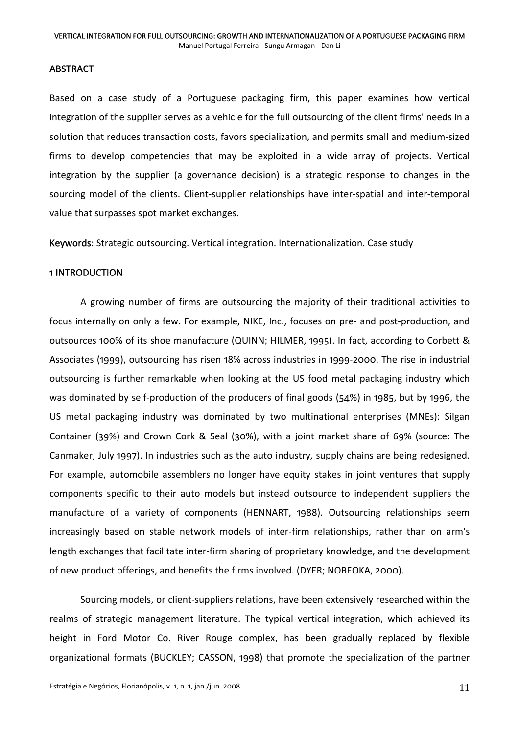## ABSTRACT

Based on a case study of a Portuguese packaging firm, this paper examines how vertical integration of the supplier serves as a vehicle for the full outsourcing of the client firms' needs in a solution that reduces transaction costs, favors specialization, and permits small and medium-sized firms to develop competencies that may be exploited in a wide array of projects. Vertical integration by the supplier (a governance decision) is a strategic response to changes in the sourcing model of the clients. Client-supplier relationships have inter-spatial and inter-temporal value that surpasses spot market exchanges.

**Keywords**: Strategic outsourcing. Vertical integration. Internationalization. Case study

## 1 INTRODUCTION

A growing number of firms are outsourcing the majority of their traditional activities to focus internally on only a few. For example, NIKE, Inc., focuses on pre- and post-production, and outsources 100% of its shoe manufacture (QUINN; HILMER, 1995). In fact, according to Corbett & Associates (1999), outsourcing has risen 18% across industries in 1999-2000. The rise in industrial outsourcing is further remarkable when looking at the US food metal packaging industry which was dominated by self-production of the producers of final goods (54%) in 1985, but by 1996, the US metal packaging industry was dominated by two multinational enterprises (MNEs): Silgan Container (39%) and Crown Cork & Seal (30%), with a joint market share of 69% (source: The Canmaker, July 1997). In industries such as the auto industry, supply chains are being redesigned. For example, automobile assemblers no longer have equity stakes in joint ventures that supply components specific to their auto models but instead outsource to independent suppliers the manufacture of a variety of components (HENNART, 1988). Outsourcing relationships seem increasingly based on stable network models of inter-firm relationships, rather than on arm's length exchanges that facilitate inter-firm sharing of proprietary knowledge, and the development of new product offerings, and benefits the firms involved. (DYER; NOBEOKA, 2000).

Sourcing models, or client-suppliers relations, have been extensively researched within the realms of strategic management literature. The typical vertical integration, which achieved its height in Ford Motor Co. River Rouge complex, has been gradually replaced by flexible organizational formats (BUCKLEY; CASSON, 1998) that promote the specialization of the partner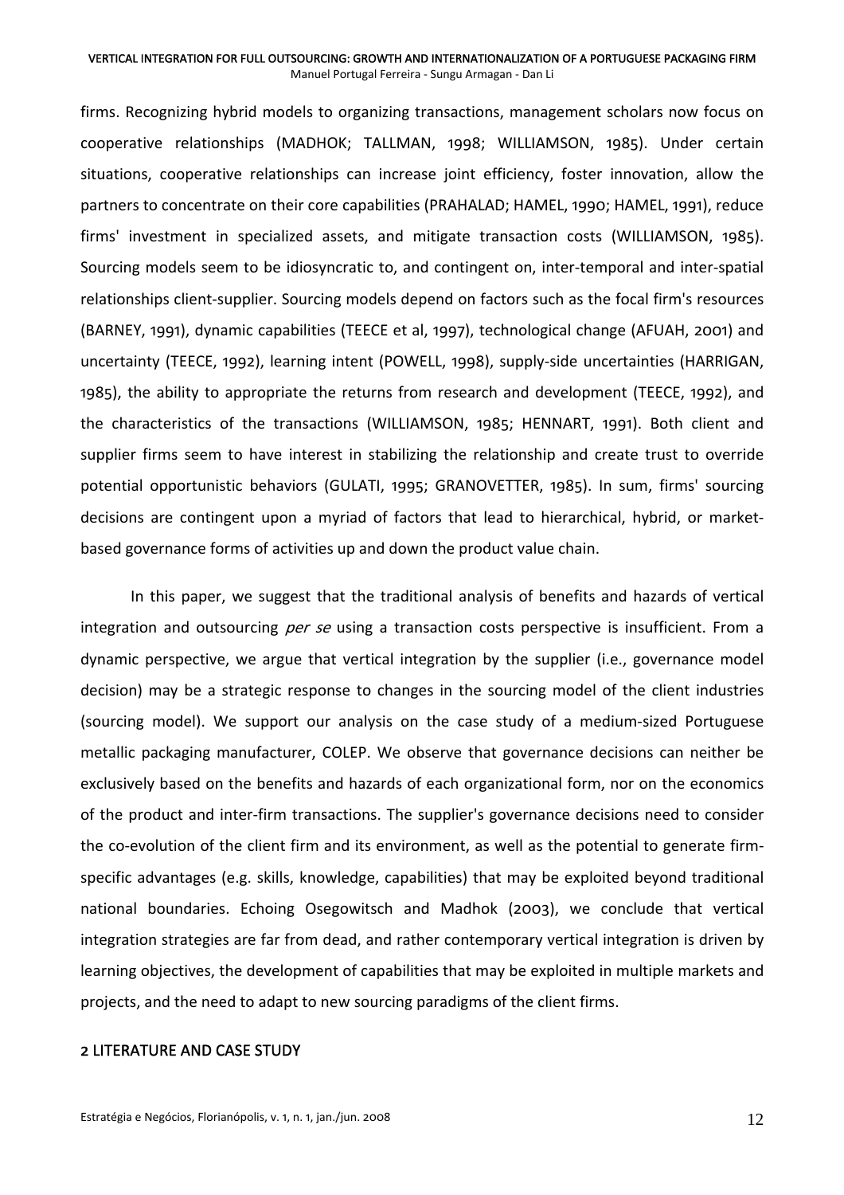firms. Recognizing hybrid models to organizing transactions, management scholars now focus on cooperative relationships (MADHOK; TALLMAN, 1998; WILLIAMSON, 1985). Under certain situations, cooperative relationships can increase joint efficiency, foster innovation, allow the partners to concentrate on their core capabilities (PRAHALAD; HAMEL, 1990; HAMEL, 1991), reduce firms' investment in specialized assets, and mitigate transaction costs (WILLIAMSON, 1985). Sourcing models seem to be idiosyncratic to, and contingent on, inter-temporal and inter-spatial relationships client-supplier. Sourcing models depend on factors such as the focal firm's resources (BARNEY, 1991), dynamic capabilities (TEECE et al, 1997), technological change (AFUAH, 2001) and uncertainty (TEECE, 1992), learning intent (POWELL, 1998), supply-side uncertainties (HARRIGAN, 1985), the ability to appropriate the returns from research and development (TEECE, 1992), and the characteristics of the transactions (WILLIAMSON, 1985; HENNART, 1991). Both client and supplier firms seem to have interest in stabilizing the relationship and create trust to override potential opportunistic behaviors (GULATI, 1995; GRANOVETTER, 1985). In sum, firms' sourcing decisions are contingent upon a myriad of factors that lead to hierarchical, hybrid, or market-based governance forms of activities up and down the product value chain.

In this paper, we suggest that the traditional analysis of benefits and hazards of vertical integration and outsourcing *per se* using a transaction costs perspective is insufficient. From a dynamic perspective, we argue that vertical integration by the supplier (i.e., governance model decision) may be a strategic response to changes in the sourcing model of the client industries (sourcing model). We support our analysis on the case study of a medium-sized Portuguese metallic packaging manufacturer, COLEP. We observe that governance decisions can neither be exclusively based on the benefits and hazards of each organizational form, nor on the economics of the product and inter-firm transactions. The supplier's governance decisions need to consider the co-evolution of the client firm and its environment, as well as the potential to generate firm-specific advantages (e.g. skills, knowledge, capabilities) that may be exploited beyond traditional national boundaries. Echoing Osegowitsch and Madhok (2003), we conclude that vertical integration strategies are far from dead, and rather contemporary vertical integration is driven by learning objectives, the development of capabilities that may be exploited in multiple markets and projects, and the need to adapt to new sourcing paradigms of the client firms.

## 2 LITERATURE AND CASE STUDY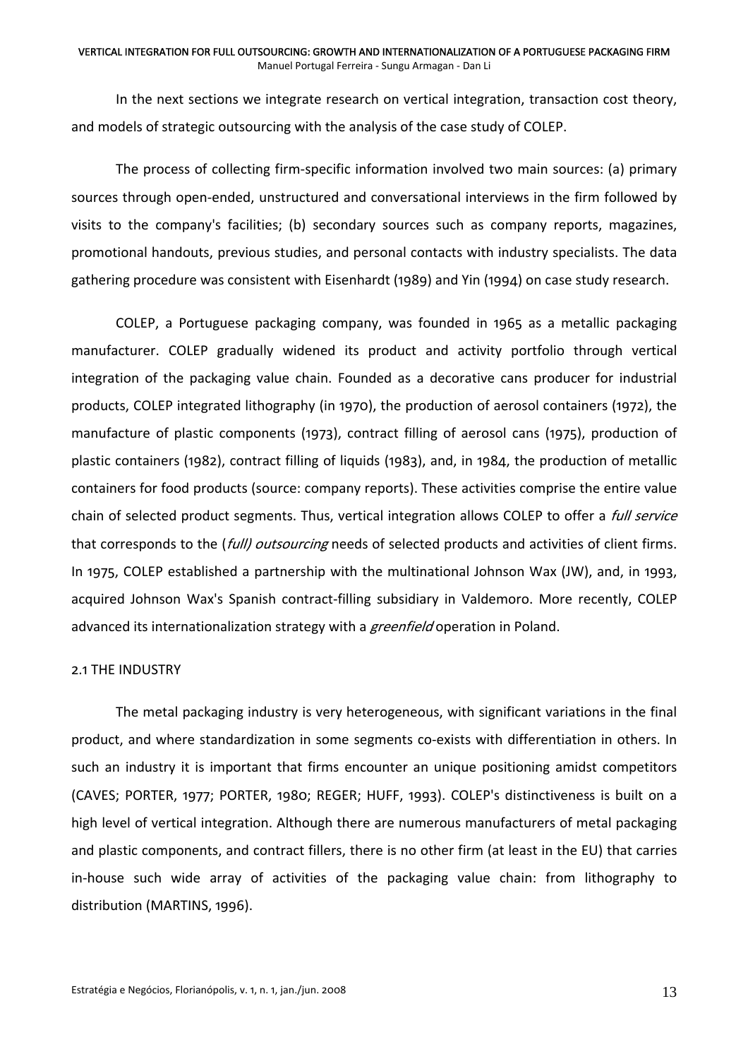In the next sections we integrate research on vertical integration, transaction cost theory, and models of strategic outsourcing with the analysis of the case study of COLEP.

The process of collecting firm-specific information involved two main sources: (a) primary sources through open-ended, unstructured and conversational interviews in the firm followed by visits to the company's facilities; (b) secondary sources such as company reports, magazines, promotional handouts, previous studies, and personal contacts with industry specialists. The data gathering procedure was consistent with Eisenhardt (1989) and Yin (1994) on case study research.

COLEP, a Portuguese packaging company, was founded in 1965 as a metallic packaging manufacturer. COLEP gradually widened its product and activity portfolio through vertical integration of the packaging value chain. Founded as a decorative cans producer for industrial products, COLEP integrated lithography (in 1970), the production of aerosol containers (1972), the manufacture of plastic components (1973), contract filling of aerosol cans (1975), production of plastic containers (1982), contract filling of liquids (1983), and, in 1984, the production of metallic containers for food products (source: company reports). These activities comprise the entire value chain of selected product segments. Thus, vertical integration allows COLEP to offer a *full service* that corresponds to the (*full) outsourcing* needs of selected products and activities of client firms. In 1975, COLEP established a partnership with the multinational Johnson Wax (JW), and, in 1993, acquired Johnson Wax's Spanish contract-filling subsidiary in Valdemoro. More recently, COLEP advanced its internationalization strategy with a *greenfield* operation in Poland.

## 2.1 THE INDUSTRY

The metal packaging industry is very heterogeneous, with significant variations in the final product, and where standardization in some segments co-exists with differentiation in others. In such an industry it is important that firms encounter an unique positioning amidst competitors (CAVES; PORTER, 1977; PORTER, 1980; REGER; HUFF, 1993). COLEP's distinctiveness is built on a high level of vertical integration. Although there are numerous manufacturers of metal packaging and plastic components, and contract fillers, there is no other firm (at least in the EU) that carries in-house such wide array of activities of the packaging value chain: from lithography to distribution (MARTINS, 1996).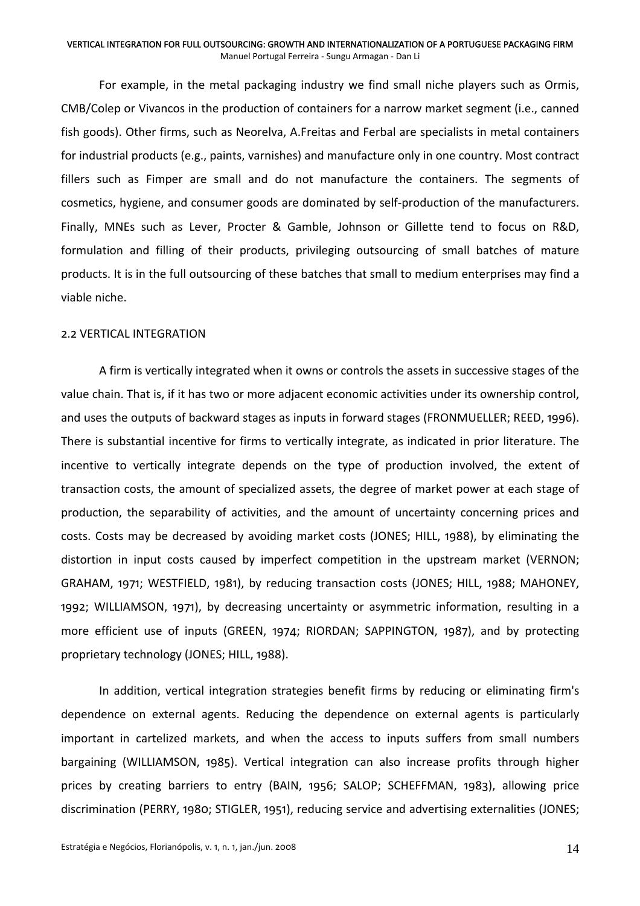For example, in the metal packaging industry we find small niche players such as Ormis, CMB/Colep or Vivancos in the production of containers for a narrow market segment (i.e., canned fish goods). Other firms, such as Neorelva, A.Freitas and Ferbal are specialists in metal containers for industrial products (e.g., paints, varnishes) and manufacture only in one country. Most contract fillers such as Fimper are small and do not manufacture the containers. The segments of cosmetics, hygiene, and consumer goods are dominated by self-production of the manufacturers. Finally, MNEs such as Lever, Procter & Gamble, Johnson or Gillette tend to focus on R&D, formulation and filling of their products, privileging outsourcing of small batches of mature products. It is in the full outsourcing of these batches that small to medium enterprises may find a viable niche.

## 2.2 VERTICAL INTEGRATION

A firm is vertically integrated when it owns or controls the assets in successive stages of the value chain. That is, if it has two or more adjacent economic activities under its ownership control, and uses the outputs of backward stages as inputs in forward stages (FRONMUELLER; REED, 1996). There is substantial incentive for firms to vertically integrate, as indicated in prior literature. The incentive to vertically integrate depends on the type of production involved, the extent of transaction costs, the amount of specialized assets, the degree of market power at each stage of production, the separability of activities, and the amount of uncertainty concerning prices and costs. Costs may be decreased by avoiding market costs (JONES; HILL, 1988), by eliminating the distortion in input costs caused by imperfect competition in the upstream market (VERNON; GRAHAM, 1971; WESTFIELD, 1981), by reducing transaction costs (JONES; HILL, 1988; MAHONEY, 1992; WILLIAMSON, 1971), by decreasing uncertainty or asymmetric information, resulting in a more efficient use of inputs (GREEN, 1974; RIORDAN; SAPPINGTON, 1987), and by protecting proprietary technology (JONES; HILL, 1988).

In addition, vertical integration strategies benefit firms by reducing or eliminating firm's dependence on external agents. Reducing the dependence on external agents is particularly important in cartelized markets, and when the access to inputs suffers from small numbers bargaining (WILLIAMSON, 1985). Vertical integration can also increase profits through higher prices by creating barriers to entry (BAIN, 1956; SALOP; SCHEFFMAN, 1983), allowing price discrimination (PERRY, 1980; STIGLER, 1951), reducing service and advertising externalities (JONES;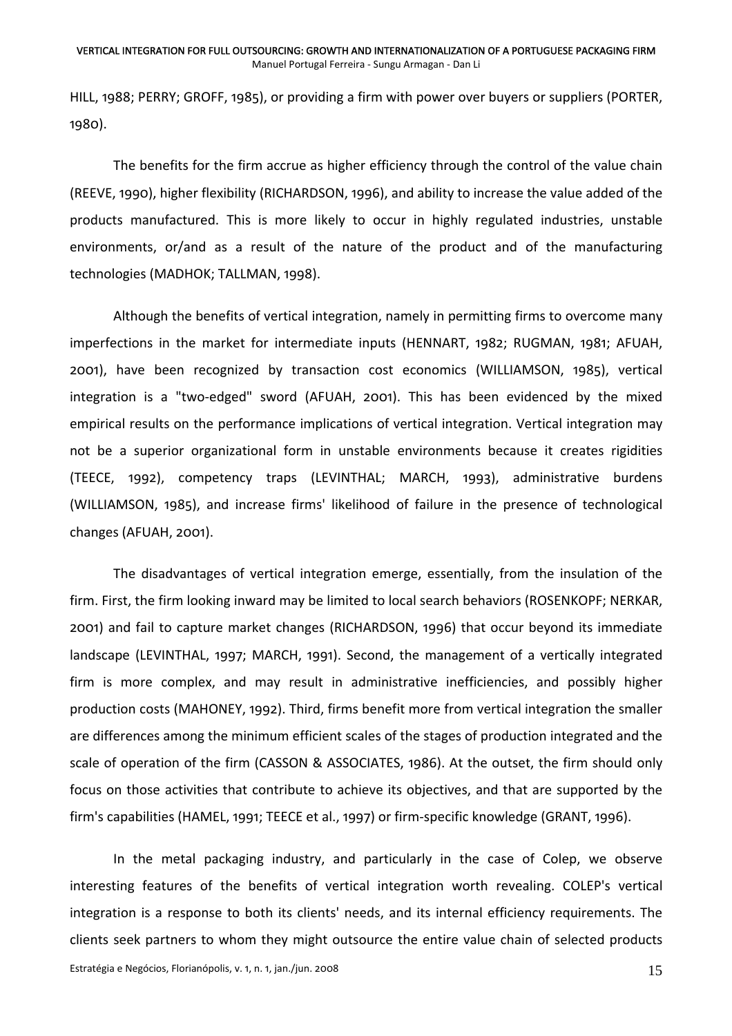HILL, 1988; PERRY; GROFF, 1985), or providing a firm with power over buyers or suppliers (PORTER, 1980).

The benefits for the firm accrue as higher efficiency through the control of the value chain (REEVE, 1990), higher flexibility (RICHARDSON, 1996), and ability to increase the value added of the products manufactured. This is more likely to occur in highly regulated industries, unstable environments, or/and as a result of the nature of the product and of the manufacturing technologies (MADHOK; TALLMAN, 1998).

Although the benefits of vertical integration, namely in permitting firms to overcome many imperfections in the market for intermediate inputs (HENNART, 1982; RUGMAN, 1981; AFUAH, 2001), have been recognized by transaction cost economics (WILLIAMSON, 1985), vertical integration is a "two-edged" sword (AFUAH, 2001). This has been evidenced by the mixed empirical results on the performance implications of vertical integration. Vertical integration may not be a superior organizational form in unstable environments because it creates rigidities (TEECE, 1992), competency traps (LEVINTHAL; MARCH, 1993), administrative burdens (WILLIAMSON, 1985), and increase firms' likelihood of failure in the presence of technological changes (AFUAH, 2001).

The disadvantages of vertical integration emerge, essentially, from the insulation of the firm. First, the firm looking inward may be limited to local search behaviors (ROSENKOPF; NERKAR, 2001) and fail to capture market changes (RICHARDSON, 1996) that occur beyond its immediate landscape (LEVINTHAL, 1997; MARCH, 1991). Second, the management of a vertically integrated firm is more complex, and may result in administrative inefficiencies, and possibly higher production costs (MAHONEY, 1992). Third, firms benefit more from vertical integration the smaller are differences among the minimum efficient scales of the stages of production integrated and the scale of operation of the firm (CASSON & ASSOCIATES, 1986). At the outset, the firm should only focus on those activities that contribute to achieve its objectives, and that are supported by the firm's capabilities (HAMEL, 1991; TEECE et al., 1997) or firm-specific knowledge (GRANT, 1996).

In the metal packaging industry, and particularly in the case of Colep, we observe interesting features of the benefits of vertical integration worth revealing. COLEP's vertical integration is a response to both its clients' needs, and its internal efficiency requirements. The clients seek partners to whom they might outsource the entire value chain of selected products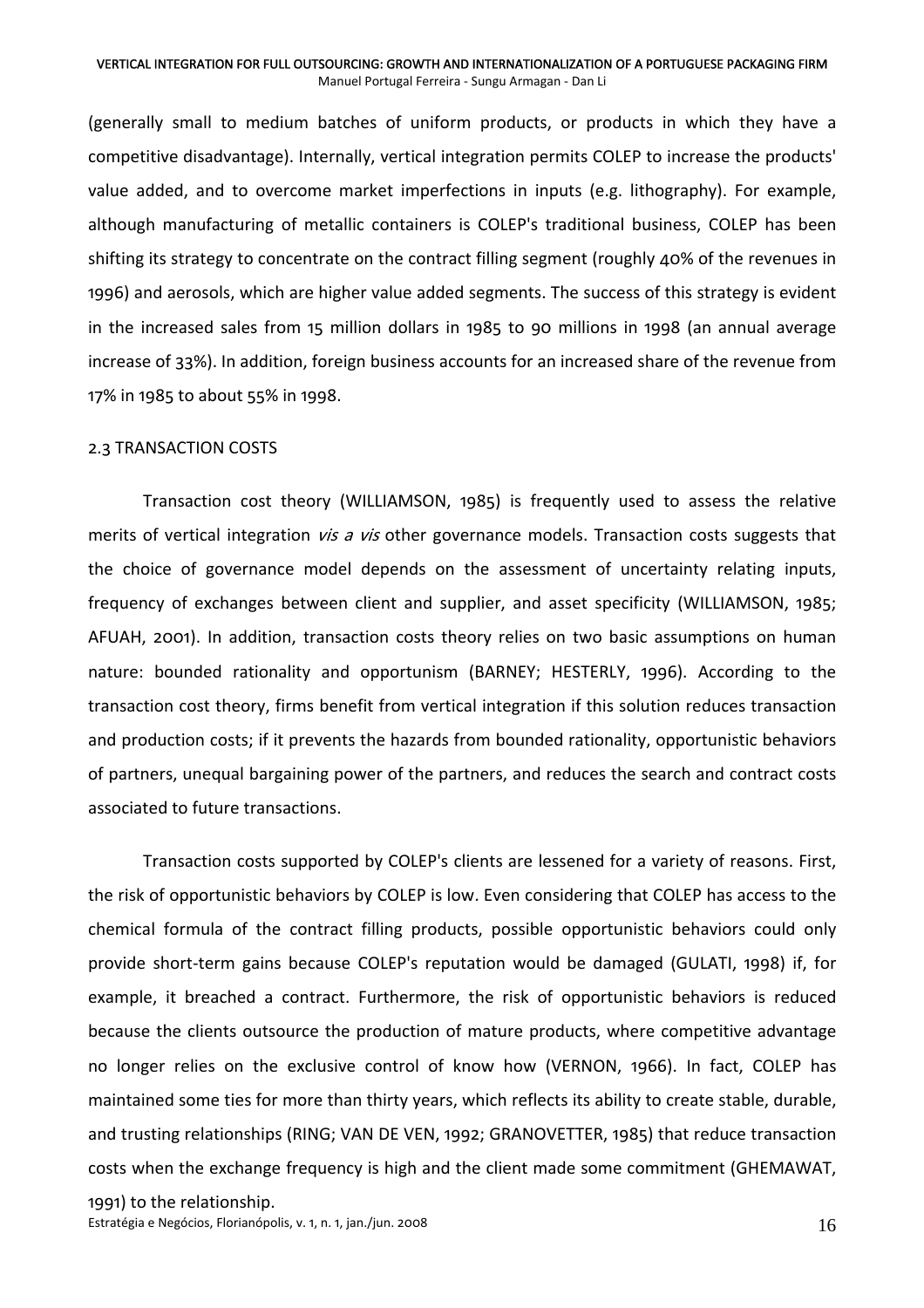(generally small to medium batches of uniform products, or products in which they have a competitive disadvantage). Internally, vertical integration permits COLEP to increase the products' value added, and to overcome market imperfections in inputs (e.g. lithography). For example, although manufacturing of metallic containers is COLEP's traditional business, COLEP has been shifting its strategy to concentrate on the contract filling segment (roughly 40% of the revenues in 1996) and aerosols, which are higher value added segments. The success of this strategy is evident in the increased sales from 15 million dollars in 1985 to 90 millions in 1998 (an annual average increase of 33%). In addition, foreign business accounts for an increased share of the revenue from 17% in 1985 to about 55% in 1998.

## 2.3 TRANSACTION COSTS

Transaction cost theory (WILLIAMSON, 1985) is frequently used to assess the relative merits of vertical integration *vis a vis* other governance models. Transaction costs suggests that the choice of governance model depends on the assessment of uncertainty relating inputs, frequency of exchanges between client and supplier, and asset specificity (WILLIAMSON, 1985; AFUAH, 2001). In addition, transaction costs theory relies on two basic assumptions on human nature: bounded rationality and opportunism (BARNEY; HESTERLY, 1996). According to the transaction cost theory, firms benefit from vertical integration if this solution reduces transaction and production costs; if it prevents the hazards from bounded rationality, opportunistic behaviors of partners, unequal bargaining power of the partners, and reduces the search and contract costs associated to future transactions.

Transaction costs supported by COLEP's clients are lessened for a variety of reasons. First, the risk of opportunistic behaviors by COLEP is low. Even considering that COLEP has access to the chemical formula of the contract filling products, possible opportunistic behaviors could only provide short-term gains because COLEP's reputation would be damaged (GULATI, 1998) if, for example, it breached a contract. Furthermore, the risk of opportunistic behaviors is reduced because the clients outsource the production of mature products, where competitive advantage no longer relies on the exclusive control of know how (VERNON, 1966). In fact, COLEP has maintained some ties for more than thirty years, which reflects its ability to create stable, durable, and trusting relationships (RING; VAN DE VEN, 1992; GRANOVETTER, 1985) that reduce transaction costs when the exchange frequency is high and the client made some commitment (GHEMAWAT, 1991) to the relationship.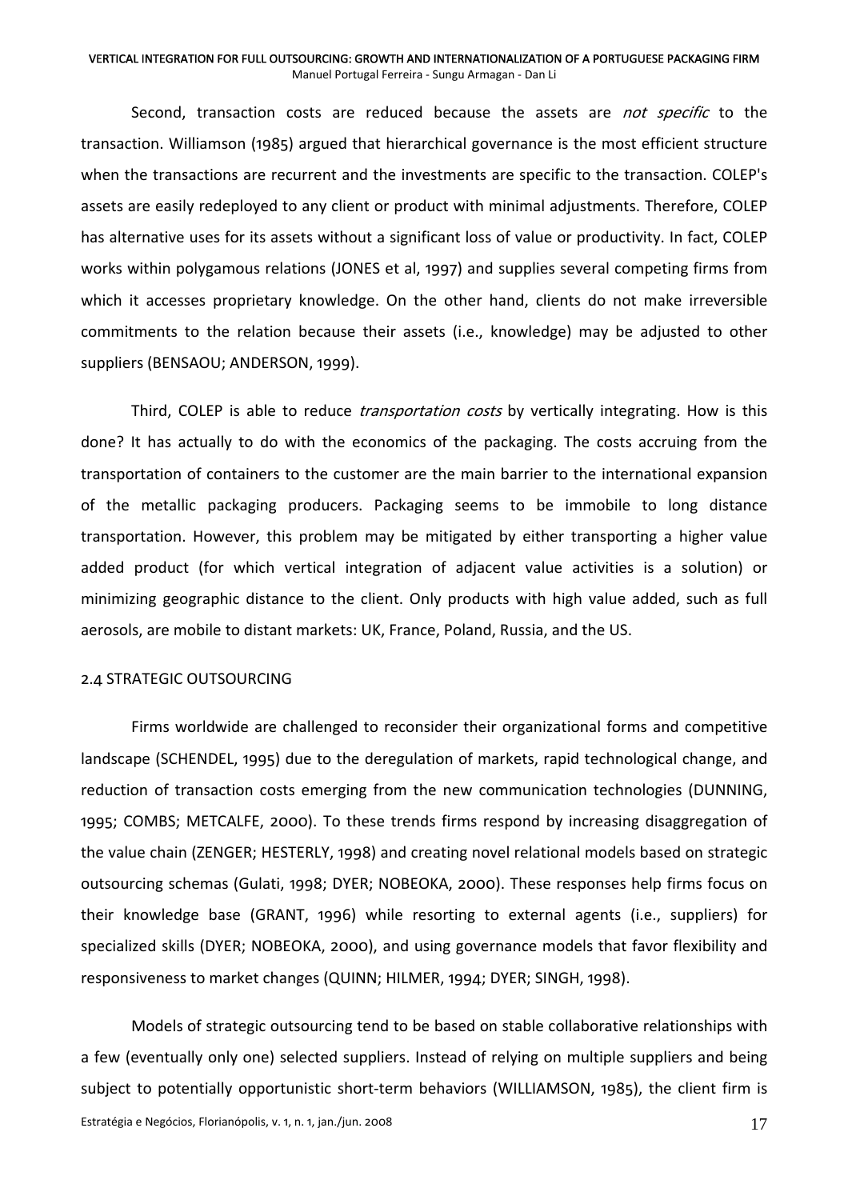Second, transaction costs are reduced because the assets are *not specific* to the transaction. Williamson (1985) argued that hierarchical governance is the most efficient structure when the transactions are recurrent and the investments are specific to the transaction. COLEP's assets are easily redeployed to any client or product with minimal adjustments. Therefore, COLEP has alternative uses for its assets without a significant loss of value or productivity. In fact, COLEP works within polygamous relations (JONES et al, 1997) and supplies several competing firms from which it accesses proprietary knowledge. On the other hand, clients do not make irreversible commitments to the relation because their assets (i.e., knowledge) may be adjusted to other suppliers (BENSAOU; ANDERSON, 1999).

Third, COLEP is able to reduce *transportation costs* by vertically integrating. How is this done? It has actually to do with the economics of the packaging. The costs accruing from the transportation of containers to the customer are the main barrier to the international expansion of the metallic packaging producers. Packaging seems to be immobile to long distance transportation. However, this problem may be mitigated by either transporting a higher value added product (for which vertical integration of adjacent value activities is a solution) or minimizing geographic distance to the client. Only products with high value added, such as full aerosols, are mobile to distant markets: UK, France, Poland, Russia, and the US.

## 2.4 STRATEGIC OUTSOURCING

Firms worldwide are challenged to reconsider their organizational forms and competitive landscape (SCHENDEL, 1995) due to the deregulation of markets, rapid technological change, and reduction of transaction costs emerging from the new communication technologies (DUNNING, 1995; COMBS; METCALFE, 2000). To these trends firms respond by increasing disaggregation of the value chain (ZENGER; HESTERLY, 1998) and creating novel relational models based on strategic outsourcing schemas (Gulati, 1998; DYER; NOBEOKA, 2000). These responses help firms focus on their knowledge base (GRANT, 1996) while resorting to external agents (i.e., suppliers) for specialized skills (DYER; NOBEOKA, 2000), and using governance models that favor flexibility and responsiveness to market changes (QUINN; HILMER, 1994; DYER; SINGH, 1998).

Models of strategic outsourcing tend to be based on stable collaborative relationships with a few (eventually only one) selected suppliers. Instead of relying on multiple suppliers and being subject to potentially opportunistic short-term behaviors (WILLIAMSON, 1985), the client firm is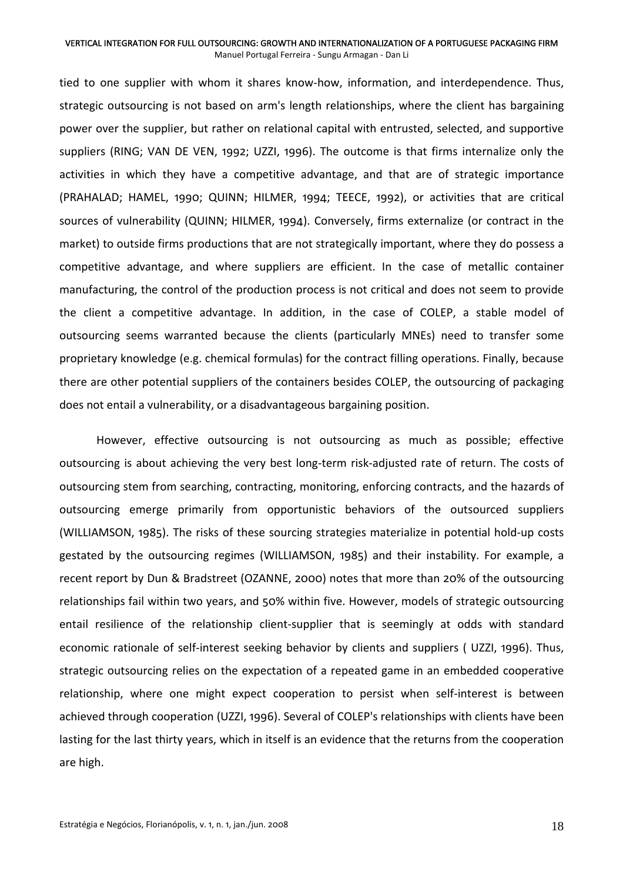tied to one supplier with whom it shares know-how, information, and interdependence. Thus, strategic outsourcing is not based on arm's length relationships, where the client has bargaining power over the supplier, but rather on relational capital with entrusted, selected, and supportive suppliers (RING; VAN DE VEN, 1992; UZZI, 1996). The outcome is that firms internalize only the activities in which they have a competitive advantage, and that are of strategic importance (PRAHALAD; HAMEL, 1990; QUINN; HILMER, 1994; TEECE, 1992), or activities that are critical sources of vulnerability (QUINN; HILMER, 1994). Conversely, firms externalize (or contract in the market) to outside firms productions that are not strategically important, where they do possess a competitive advantage, and where suppliers are efficient. In the case of metallic container manufacturing, the control of the production process is not critical and does not seem to provide the client a competitive advantage. In addition, in the case of COLEP, a stable model of outsourcing seems warranted because the clients (particularly MNEs) need to transfer some proprietary knowledge (e.g. chemical formulas) for the contract filling operations. Finally, because there are other potential suppliers of the containers besides COLEP, the outsourcing of packaging does not entail a vulnerability, or a disadvantageous bargaining position.

However, effective outsourcing is not outsourcing as much as possible; effective outsourcing is about achieving the very best long-term risk-adjusted rate of return. The costs of outsourcing stem from searching, contracting, monitoring, enforcing contracts, and the hazards of outsourcing emerge primarily from opportunistic behaviors of the outsourced suppliers (WILLIAMSON, 1985). The risks of these sourcing strategies materialize in potential hold-up costs gestated by the outsourcing regimes (WILLIAMSON, 1985) and their instability. For example, a recent report by Dun & Bradstreet (OZANNE, 2000) notes that more than 20% of the outsourcing relationships fail within two years, and 50% within five. However, models of strategic outsourcing entail resilience of the relationship client-supplier that is seemingly at odds with standard economic rationale of self-interest seeking behavior by clients and suppliers ( UZZI, 1996). Thus, strategic outsourcing relies on the expectation of a repeated game in an embedded cooperative relationship, where one might expect cooperation to persist when self-interest is between achieved through cooperation (UZZI, 1996). Several of COLEP's relationships with clients have been lasting for the last thirty years, which in itself is an evidence that the returns from the cooperation are high.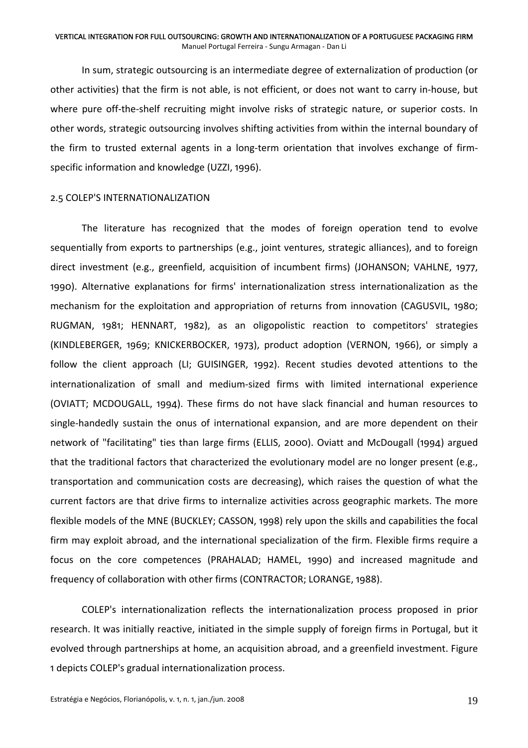In sum, strategic outsourcing is an intermediate degree of externalization of production (or other activities) that the firm is not able, is not efficient, or does not want to carry in-house, but where pure off-the-shelf recruiting might involve risks of strategic nature, or superior costs. In other words, strategic outsourcing involves shifting activities from within the internal boundary of the firm to trusted external agents in a long-term orientation that involves exchange of firm-specific information and knowledge (UZZI, 1996).

## 2.5 COLEP'S INTERNATIONALIZATION

The literature has recognized that the modes of foreign operation tend to evolve sequentially from exports to partnerships (e.g., joint ventures, strategic alliances), and to foreign direct investment (e.g., greenfield, acquisition of incumbent firms) (JOHANSON; VAHLNE, 1977, 1990). Alternative explanations for firms' internationalization stress internationalization as the mechanism for the exploitation and appropriation of returns from innovation (CAGUSVIL, 1980; RUGMAN, 1981; HENNART, 1982), as an oligopolistic reaction to competitors' strategies (KINDLEBERGER, 1969; KNICKERBOCKER, 1973), product adoption (VERNON, 1966), or simply a follow the client approach (LI; GUISINGER, 1992). Recent studies devoted attentions to the internationalization of small and medium-sized firms with limited international experience (OVIATT; MCDOUGALL, 1994). These firms do not have slack financial and human resources to single-handedly sustain the onus of international expansion, and are more dependent on their network of "facilitating" ties than large firms (ELLIS, 2000). Oviatt and McDougall (1994) argued that the traditional factors that characterized the evolutionary model are no longer present (e.g., transportation and communication costs are decreasing), which raises the question of what the current factors are that drive firms to internalize activities across geographic markets. The more flexible models of the MNE (BUCKLEY; CASSON, 1998) rely upon the skills and capabilities the focal firm may exploit abroad, and the international specialization of the firm. Flexible firms require a focus on the core competences (PRAHALAD; HAMEL, 1990) and increased magnitude and frequency of collaboration with other firms (CONTRACTOR; LORANGE, 1988).

COLEP's internationalization reflects the internationalization process proposed in prior research. It was initially reactive, initiated in the simple supply of foreign firms in Portugal, but it evolved through partnerships at home, an acquisition abroad, and a greenfield investment. Figure 1 depicts COLEP's gradual internationalization process.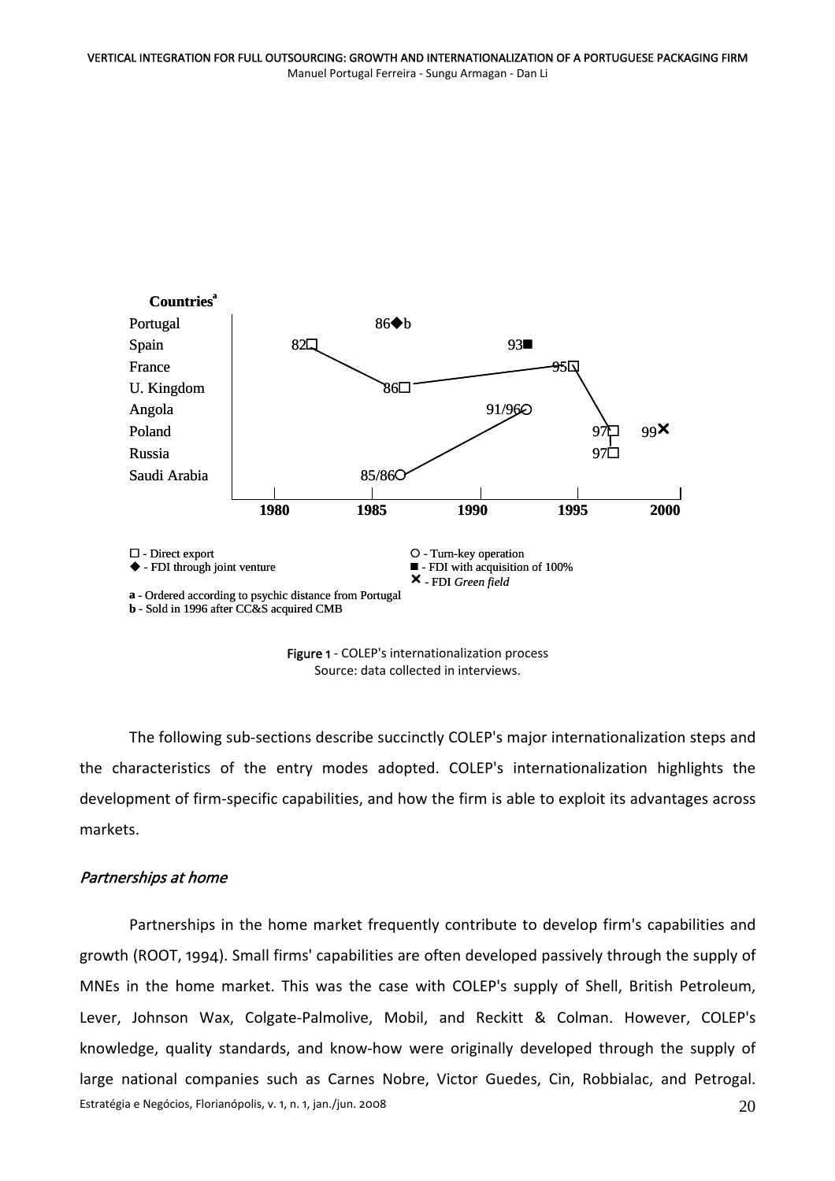**Figure 1** - COLEP's internationalization process
Source: data collected in interviews.

The following sub-sections describe succinctly COLEP's major internationalization steps and the characteristics of the entry modes adopted. COLEP's internationalization highlights the development of firm-specific capabilities, and how the firm is able to exploit its advantages across markets.

### *Partnerships at home*

Partnerships in the home market frequently contribute to develop firm's capabilities and growth (ROOT, 1994). Small firms' capabilities are often developed passively through the supply of MNEs in the home market. This was the case with COLEP's supply of Shell, British Petroleum, Lever, Johnson Wax, Colgate-Palmolive, Mobil, and Reckitt & Colman. However, COLEP's knowledge, quality standards, and know-how were originally developed through the supply of large national companies such as Carnes Nobre, Victor Guedes, Cin, Robbialac, and Petrogal.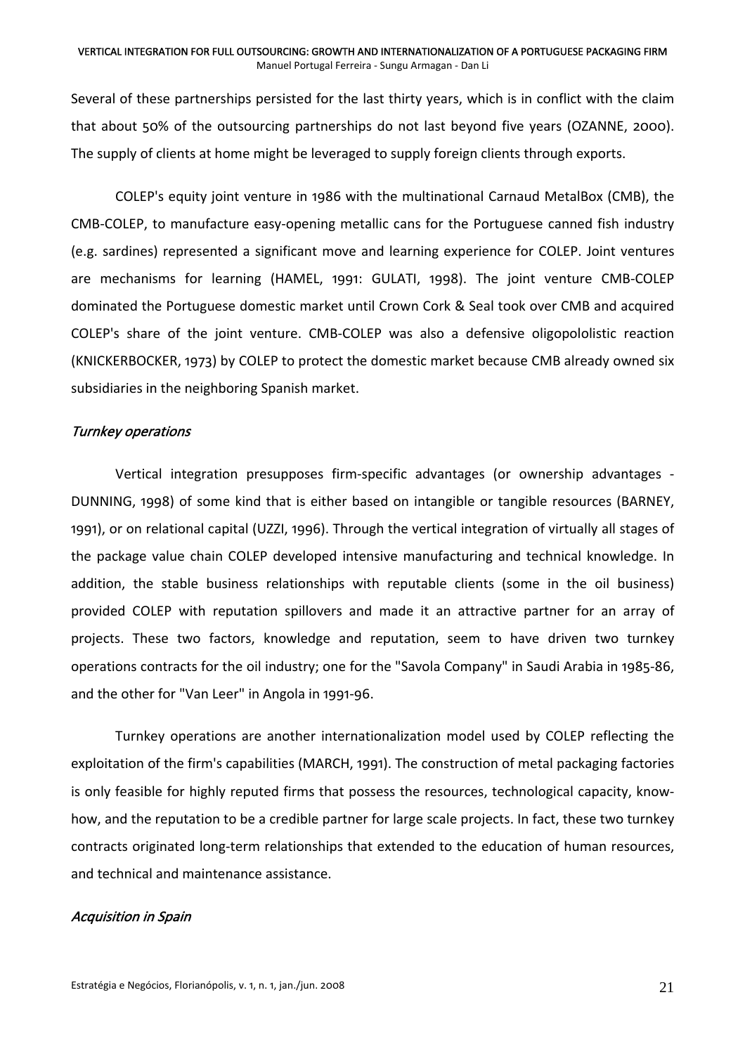Several of these partnerships persisted for the last thirty years, which is in conflict with the claim that about 50% of the outsourcing partnerships do not last beyond five years (OZANNE, 2000). The supply of clients at home might be leveraged to supply foreign clients through exports.

COLEP's equity joint venture in 1986 with the multinational Carnaud MetalBox (CMB), the CMB-COLEP, to manufacture easy-opening metallic cans for the Portuguese canned fish industry (e.g. sardines) represented a significant move and learning experience for COLEP. Joint ventures are mechanisms for learning (HAMEL, 1991: GULATI, 1998). The joint venture CMB-COLEP dominated the Portuguese domestic market until Crown Cork & Seal took over CMB and acquired COLEP's share of the joint venture. CMB-COLEP was also a defensive oligopololistic reaction (KNICKERBOCKER, 1973) by COLEP to protect the domestic market because CMB already owned six subsidiaries in the neighboring Spanish market.

### *Turnkey operations*

Vertical integration presupposes firm-specific advantages (or ownership advantages - DUNNING, 1998) of some kind that is either based on intangible or tangible resources (BARNEY, 1991), or on relational capital (UZZI, 1996). Through the vertical integration of virtually all stages of the package value chain COLEP developed intensive manufacturing and technical knowledge. In addition, the stable business relationships with reputable clients (some in the oil business) provided COLEP with reputation spillovers and made it an attractive partner for an array of projects. These two factors, knowledge and reputation, seem to have driven two turnkey operations contracts for the oil industry; one for the "Savola Company" in Saudi Arabia in 1985-86, and the other for "Van Leer" in Angola in 1991-96.

Turnkey operations are another internationalization model used by COLEP reflecting the exploitation of the firm's capabilities (MARCH, 1991). The construction of metal packaging factories is only feasible for highly reputed firms that possess the resources, technological capacity, know-how, and the reputation to be a credible partner for large scale projects. In fact, these two turnkey contracts originated long-term relationships that extended to the education of human resources, and technical and maintenance assistance.

### *Acquisition in Spain*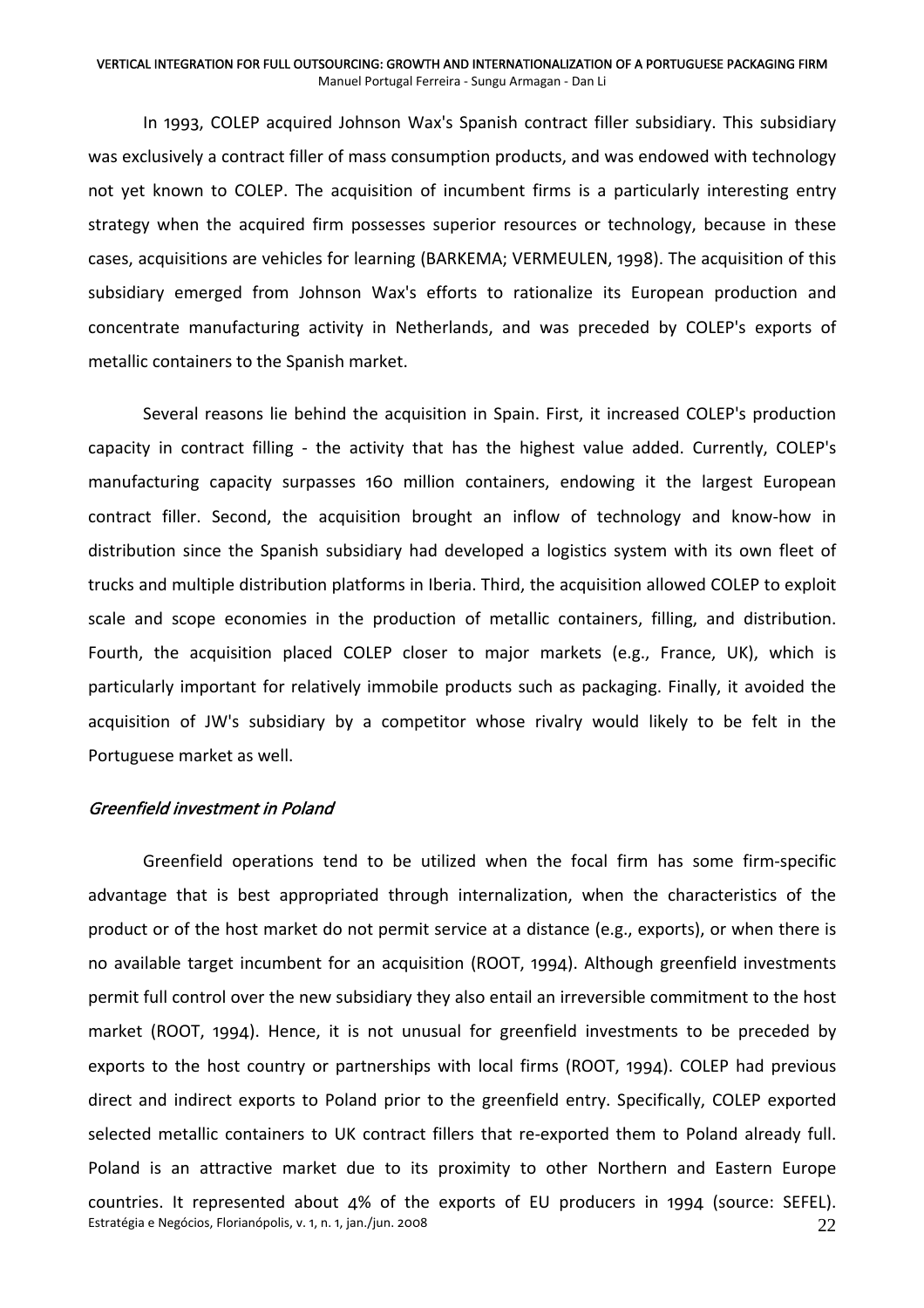In 1993, COLEP acquired Johnson Wax's Spanish contract filler subsidiary. This subsidiary was exclusively a contract filler of mass consumption products, and was endowed with technology not yet known to COLEP. The acquisition of incumbent firms is a particularly interesting entry strategy when the acquired firm possesses superior resources or technology, because in these cases, acquisitions are vehicles for learning (BARKEMA; VERMEULEN, 1998). The acquisition of this subsidiary emerged from Johnson Wax's efforts to rationalize its European production and concentrate manufacturing activity in Netherlands, and was preceded by COLEP's exports of metallic containers to the Spanish market.

Several reasons lie behind the acquisition in Spain. First, it increased COLEP's production capacity in contract filling - the activity that has the highest value added. Currently, COLEP's manufacturing capacity surpasses 160 million containers, endowing it the largest European contract filler. Second, the acquisition brought an inflow of technology and know-how in distribution since the Spanish subsidiary had developed a logistics system with its own fleet of trucks and multiple distribution platforms in Iberia. Third, the acquisition allowed COLEP to exploit scale and scope economies in the production of metallic containers, filling, and distribution. Fourth, the acquisition placed COLEP closer to major markets (e.g., France, UK), which is particularly important for relatively immobile products such as packaging. Finally, it avoided the acquisition of JW's subsidiary by a competitor whose rivalry would likely to be felt in the Portuguese market as well.

### *Greenfield investment in Poland*

Greenfield operations tend to be utilized when the focal firm has some firm-specific advantage that is best appropriated through internalization, when the characteristics of the product or of the host market do not permit service at a distance (e.g., exports), or when there is no available target incumbent for an acquisition (ROOT, 1994). Although greenfield investments permit full control over the new subsidiary they also entail an irreversible commitment to the host market (ROOT, 1994). Hence, it is not unusual for greenfield investments to be preceded by exports to the host country or partnerships with local firms (ROOT, 1994). COLEP had previous direct and indirect exports to Poland prior to the greenfield entry. Specifically, COLEP exported selected metallic containers to UK contract fillers that re-exported them to Poland already full. Poland is an attractive market due to its proximity to other Northern and Eastern Europe countries. It represented about 4% of the exports of EU producers in 1994 (source: SEFEL).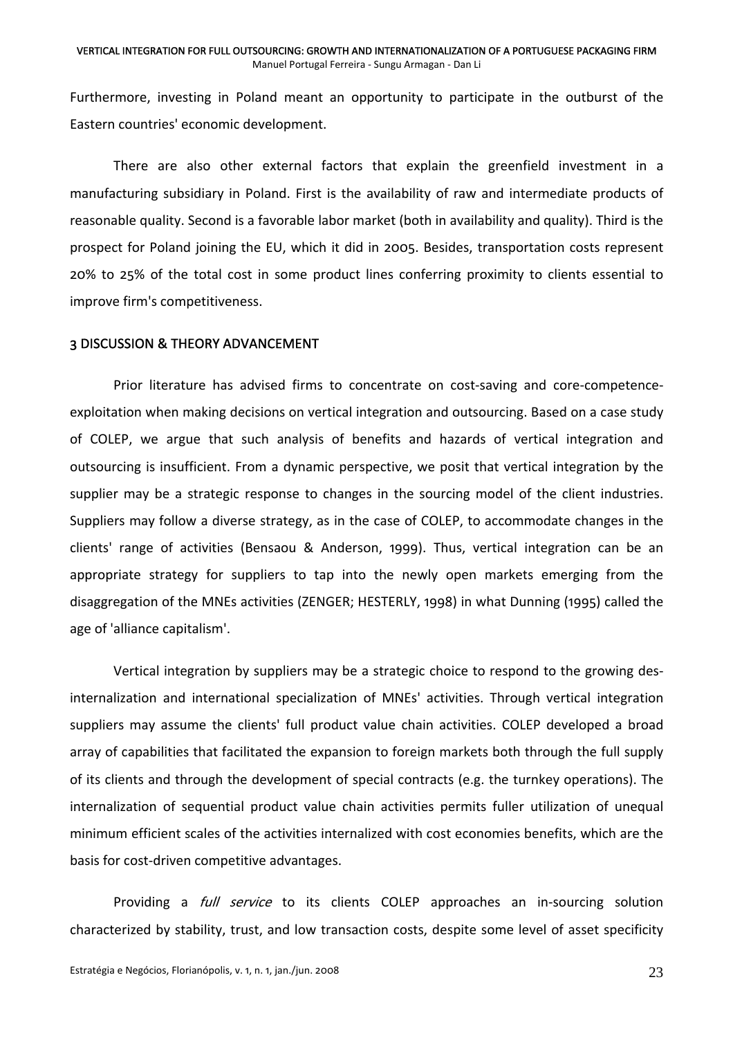Furthermore, investing in Poland meant an opportunity to participate in the outburst of the Eastern countries' economic development.

There are also other external factors that explain the greenfield investment in a manufacturing subsidiary in Poland. First is the availability of raw and intermediate products of reasonable quality. Second is a favorable labor market (both in availability and quality). Third is the prospect for Poland joining the EU, which it did in 2005. Besides, transportation costs represent 20% to 25% of the total cost in some product lines conferring proximity to clients essential to improve firm's competitiveness.

## 3 DISCUSSION & THEORY ADVANCEMENT

Prior literature has advised firms to concentrate on cost-saving and core-competence-exploitation when making decisions on vertical integration and outsourcing. Based on a case study of COLEP, we argue that such analysis of benefits and hazards of vertical integration and outsourcing is insufficient. From a dynamic perspective, we posit that vertical integration by the supplier may be a strategic response to changes in the sourcing model of the client industries. Suppliers may follow a diverse strategy, as in the case of COLEP, to accommodate changes in the clients' range of activities (Bensaou & Anderson, 1999). Thus, vertical integration can be an appropriate strategy for suppliers to tap into the newly open markets emerging from the disaggregation of the MNEs activities (ZENGER; HESTERLY, 1998) in what Dunning (1995) called the age of 'alliance capitalism'.

Vertical integration by suppliers may be a strategic choice to respond to the growing des-internalization and international specialization of MNEs' activities. Through vertical integration suppliers may assume the clients' full product value chain activities. COLEP developed a broad array of capabilities that facilitated the expansion to foreign markets both through the full supply of its clients and through the development of special contracts (e.g. the turnkey operations). The internalization of sequential product value chain activities permits fuller utilization of unequal minimum efficient scales of the activities internalized with cost economies benefits, which are the basis for cost-driven competitive advantages.

Providing a *full service* to its clients COLEP approaches an in-sourcing solution characterized by stability, trust, and low transaction costs, despite some level of asset specificity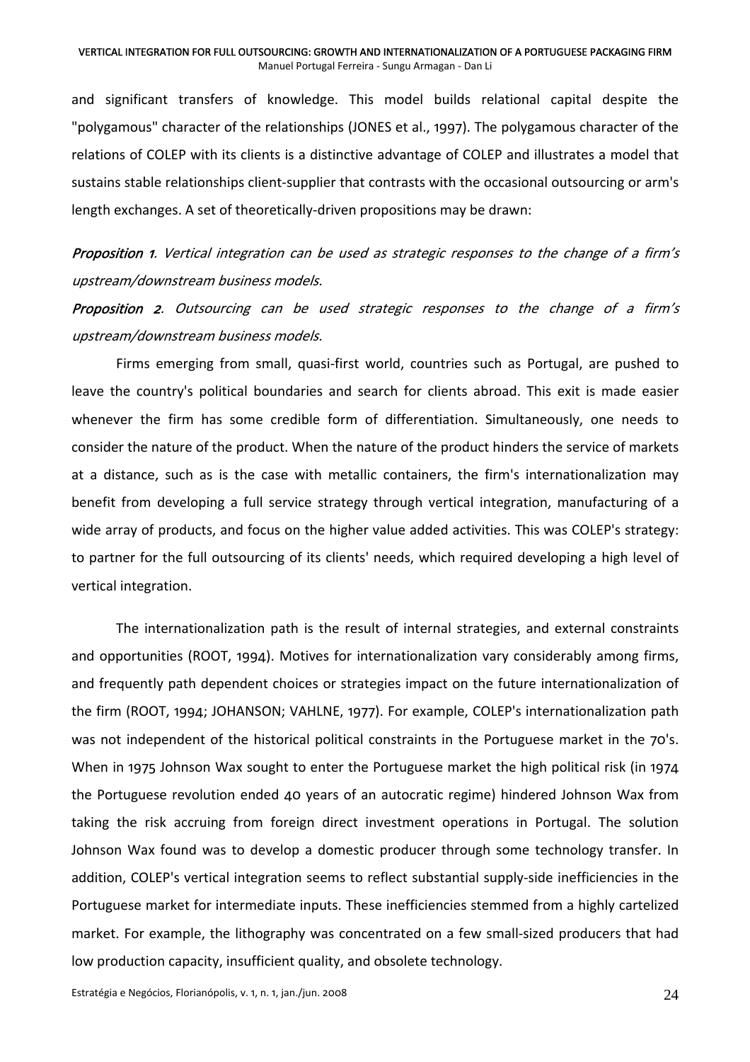and significant transfers of knowledge. This model builds relational capital despite the "polygamous" character of the relationships (JONES et al., 1997). The polygamous character of the relations of COLEP with its clients is a distinctive advantage of COLEP and illustrates a model that sustains stable relationships client-supplier that contrasts with the occasional outsourcing or arm's length exchanges. A set of theoretically-driven propositions may be drawn:

***Proposition 1****. Vertical integration can be used as strategic responses to the change of a firm's upstream/downstream business models.*

***Proposition 2****. Outsourcing can be used strategic responses to the change of a firm's upstream/downstream business models.*

Firms emerging from small, quasi-first world, countries such as Portugal, are pushed to leave the country's political boundaries and search for clients abroad. This exit is made easier whenever the firm has some credible form of differentiation. Simultaneously, one needs to consider the nature of the product. When the nature of the product hinders the service of markets at a distance, such as is the case with metallic containers, the firm's internationalization may benefit from developing a full service strategy through vertical integration, manufacturing of a wide array of products, and focus on the higher value added activities. This was COLEP's strategy: to partner for the full outsourcing of its clients' needs, which required developing a high level of vertical integration.

The internationalization path is the result of internal strategies, and external constraints and opportunities (ROOT, 1994). Motives for internationalization vary considerably among firms, and frequently path dependent choices or strategies impact on the future internationalization of the firm (ROOT, 1994; JOHANSON; VAHLNE, 1977). For example, COLEP's internationalization path was not independent of the historical political constraints in the Portuguese market in the 70's. When in 1975 Johnson Wax sought to enter the Portuguese market the high political risk (in 1974 the Portuguese revolution ended 40 years of an autocratic regime) hindered Johnson Wax from taking the risk accruing from foreign direct investment operations in Portugal. The solution Johnson Wax found was to develop a domestic producer through some technology transfer. In addition, COLEP's vertical integration seems to reflect substantial supply-side inefficiencies in the Portuguese market for intermediate inputs. These inefficiencies stemmed from a highly cartelized market. For example, the lithography was concentrated on a few small-sized producers that had low production capacity, insufficient quality, and obsolete technology.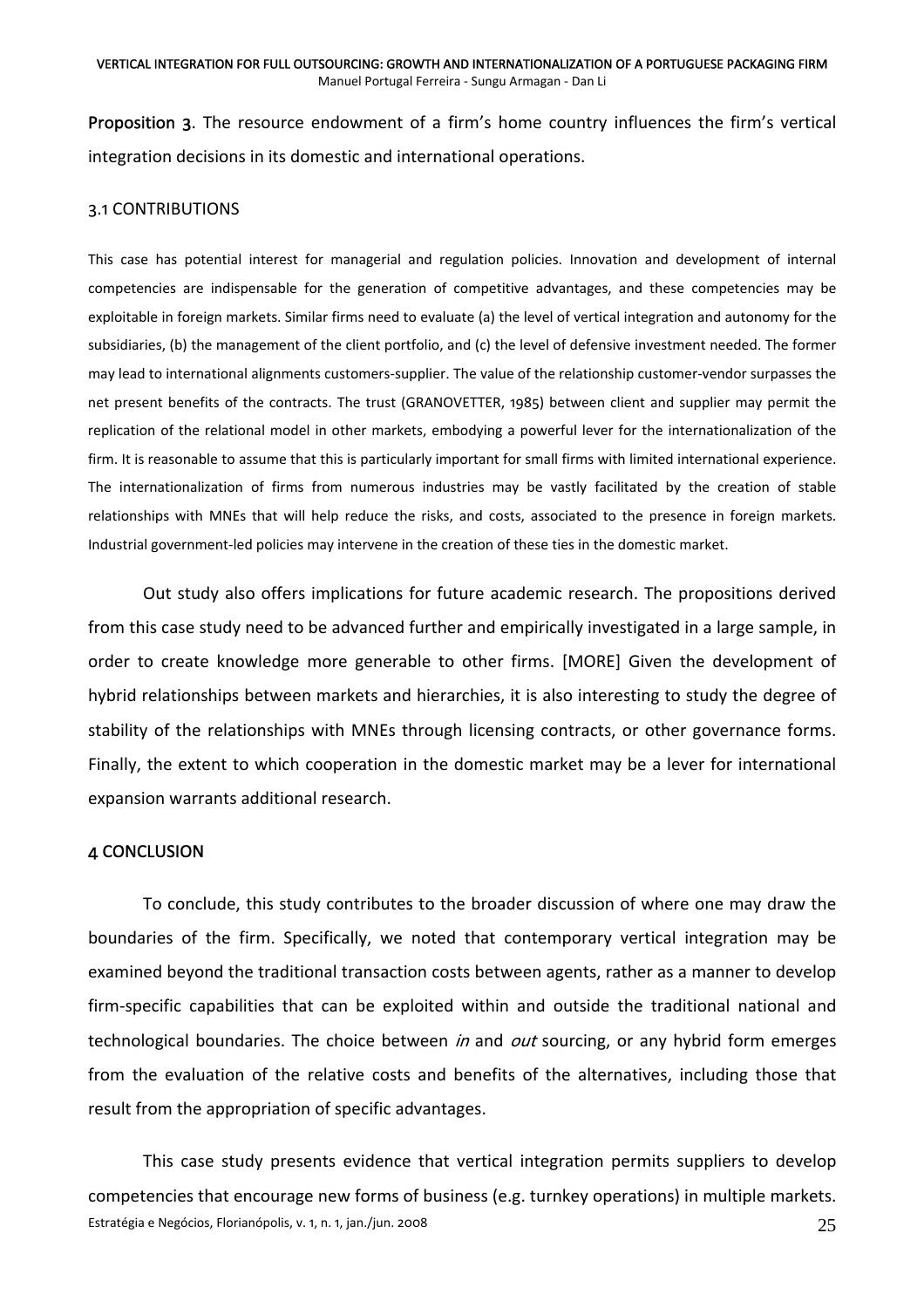**Proposition 3**. The resource endowment of a firm's home country influences the firm's vertical integration decisions in its domestic and international operations.

### 3.1 CONTRIBUTIONS

This case has potential interest for managerial and regulation policies. Innovation and development of internal competencies are indispensable for the generation of competitive advantages, and these competencies may be exploitable in foreign markets. Similar firms need to evaluate (a) the level of vertical integration and autonomy for the subsidiaries, (b) the management of the client portfolio, and (c) the level of defensive investment needed. The former may lead to international alignments customers-supplier. The value of the relationship customer-vendor surpasses the net present benefits of the contracts. The trust (GRANOVETTER, 1985) between client and supplier may permit the replication of the relational model in other markets, embodying a powerful lever for the internationalization of the firm. It is reasonable to assume that this is particularly important for small firms with limited international experience. The internationalization of firms from numerous industries may be vastly facilitated by the creation of stable relationships with MNEs that will help reduce the risks, and costs, associated to the presence in foreign markets. Industrial government-led policies may intervene in the creation of these ties in the domestic market.

Out study also offers implications for future academic research. The propositions derived from this case study need to be advanced further and empirically investigated in a large sample, in order to create knowledge more generable to other firms. [MORE] Given the development of hybrid relationships between markets and hierarchies, it is also interesting to study the degree of stability of the relationships with MNEs through licensing contracts, or other governance forms. Finally, the extent to which cooperation in the domestic market may be a lever for international expansion warrants additional research.

## 4 CONCLUSION

To conclude, this study contributes to the broader discussion of where one may draw the boundaries of the firm. Specifically, we noted that contemporary vertical integration may be examined beyond the traditional transaction costs between agents, rather as a manner to develop firm-specific capabilities that can be exploited within and outside the traditional national and technological boundaries. The choice between *in* and *out* sourcing, or any hybrid form emerges from the evaluation of the relative costs and benefits of the alternatives, including those that result from the appropriation of specific advantages.

This case study presents evidence that vertical integration permits suppliers to develop competencies that encourage new forms of business (e.g. turnkey operations) in multiple markets.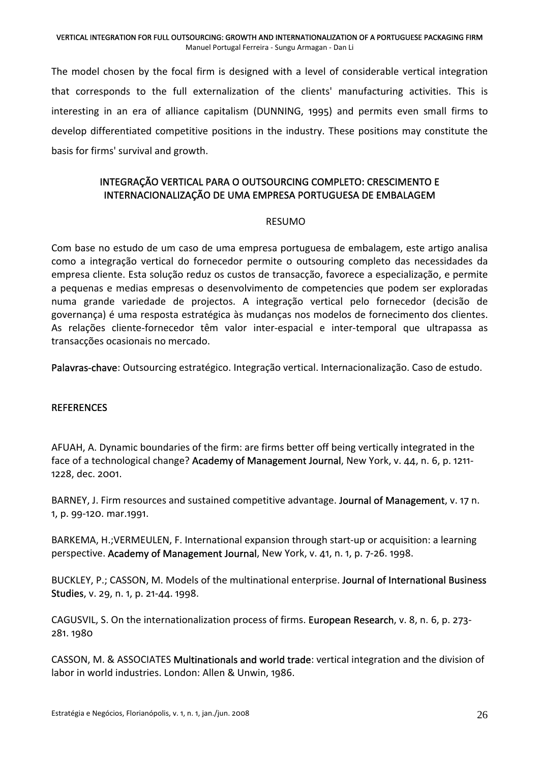The model chosen by the focal firm is designed with a level of considerable vertical integration that corresponds to the full externalization of the clients' manufacturing activities. This is interesting in an era of alliance capitalism (DUNNING, 1995) and permits even small firms to develop differentiated competitive positions in the industry. These positions may constitute the basis for firms' survival and growth.

## INTEGRAÇÃO VERTICAL PARA O OUTSOURCING COMPLETO: CRESCIMENTO E INTERNACIONALIZAÇÃO DE UMA EMPRESA PORTUGUESA DE EMBALAGEM

### RESUMO

Com base no estudo de um caso de uma empresa portuguesa de embalagem, este artigo analisa como a integração vertical do fornecedor permite o outsouring completo das necessidades da empresa cliente. Esta solução reduz os custos de transacção, favorece a especialização, e permite a pequenas e medias empresas o desenvolvimento de competencies que podem ser exploradas numa grande variedade de projectos. A integração vertical pelo fornecedor (decisão de governança) é uma resposta estratégica às mudanças nos modelos de fornecimento dos clientes. As relações cliente-fornecedor têm valor inter-espacial e inter-temporal que ultrapassa as transacções ocasionais no mercado.

**Palavras-chave**: Outsourcing estratégico. Integração vertical. Internacionalização. Caso de estudo.

## REFERENCES

AFUAH, A. Dynamic boundaries of the firm: are firms better off being vertically integrated in the face of a technological change? **Academy of Management Journal**, New York, v. 44, n. 6, p. 1211-1228, dec. 2001.

BARNEY, J. Firm resources and sustained competitive advantage. **Journal of Management**, v. 17 n. 1, p. 99-120. mar.1991.

BARKEMA, H.;VERMEULEN, F. International expansion through start-up or acquisition: a learning perspective. **Academy of Management Journal**, New York, v. 41, n. 1, p. 7-26. 1998.

BUCKLEY, P.; CASSON, M. Models of the multinational enterprise. **Journal of International Business Studies**, v. 29, n. 1, p. 21-44. 1998.

CAGUSVIL, S. On the internationalization process of firms. **European Research**, v. 8, n. 6, p. 273-281. 1980

CASSON, M. & ASSOCIATES **Multinationals and world trade**: vertical integration and the division of labor in world industries. London: Allen & Unwin, 1986.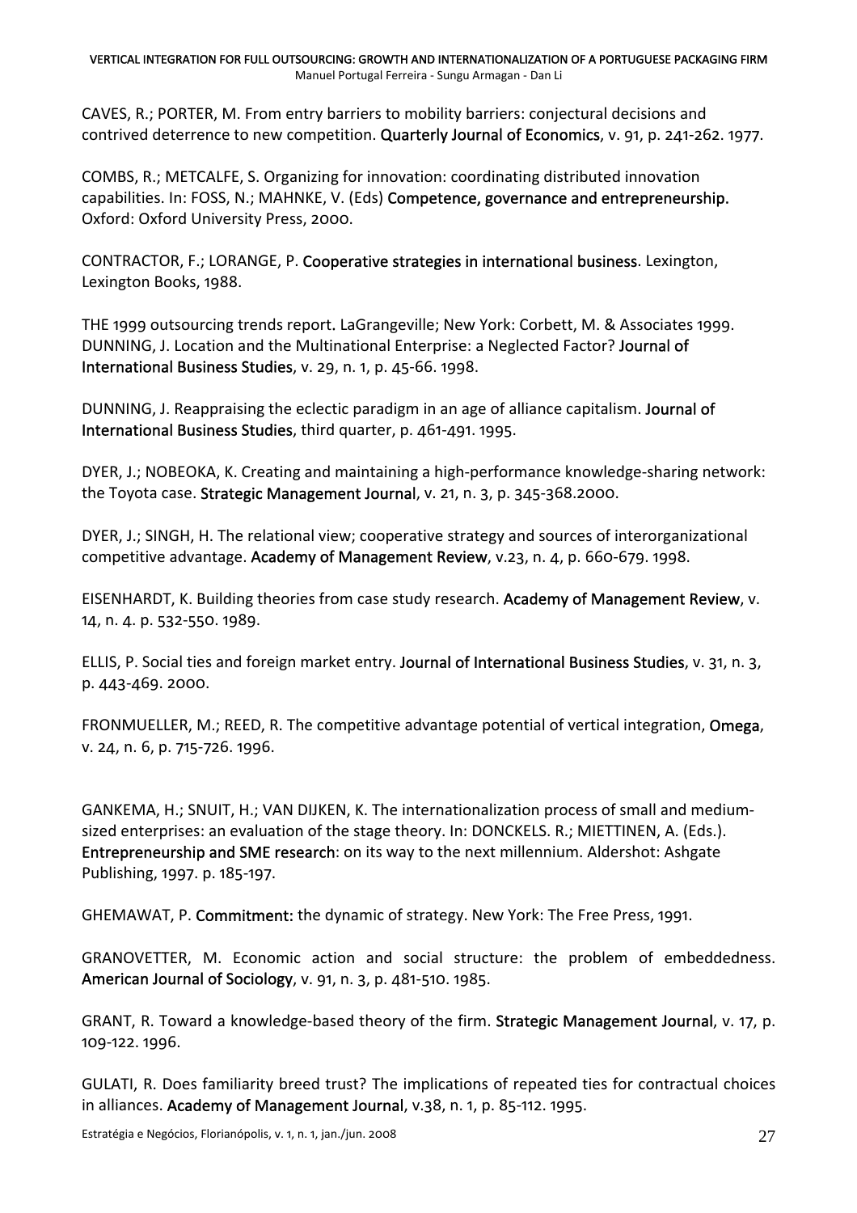CAVES, R.; PORTER, M. From entry barriers to mobility barriers: conjectural decisions and contrived deterrence to new competition. **Quarterly Journal of Economics**, v. 91, p. 241-262. 1977.

COMBS, R.; METCALFE, S. Organizing for innovation: coordinating distributed innovation capabilities. In: FOSS, N.; MAHNKE, V. (Eds) **Competence, governance and entrepreneurship.** Oxford: Oxford University Press, 2000.

CONTRACTOR, F.; LORANGE, P. **Cooperative strategies in international business**. Lexington, Lexington Books, 1988.

THE 1999 outsourcing trends report. LaGrangeville; New York: Corbett, M. & Associates 1999. DUNNING, J. Location and the Multinational Enterprise: a Neglected Factor? **Journal of International Business Studies**, v. 29, n. 1, p. 45-66. 1998.

DUNNING, J. Reappraising the eclectic paradigm in an age of alliance capitalism. **Journal of International Business Studies**, third quarter, p. 461-491. 1995.

DYER, J.; NOBEOKA, K. Creating and maintaining a high-performance knowledge-sharing network: the Toyota case. **Strategic Management Journal**, v. 21, n. 3, p. 345-368.2000.

DYER, J.; SINGH, H. The relational view; cooperative strategy and sources of interorganizational competitive advantage. **Academy of Management Review**, v.23, n. 4, p. 660-679. 1998.

EISENHARDT, K. Building theories from case study research. **Academy of Management Review**, v. 14, n. 4. p. 532-550. 1989.

ELLIS, P. Social ties and foreign market entry. **Journal of International Business Studies**, v. 31, n. 3, p. 443-469. 2000.

FRONMUELLER, M.; REED, R. The competitive advantage potential of vertical integration, **Omega**, v. 24, n. 6, p. 715-726. 1996.

GANKEMA, H.; SNUIT, H.; VAN DIJKEN, K. The internationalization process of small and medium-sized enterprises: an evaluation of the stage theory. In: DONCKELS. R.; MIETTINEN, A. (Eds.). **Entrepreneurship and SME research**: on its way to the next millennium. Aldershot: Ashgate Publishing, 1997. p. 185-197.

GHEMAWAT, P. **Commitment:** the dynamic of strategy. New York: The Free Press, 1991.

GRANOVETTER, M. Economic action and social structure: the problem of embeddedness. **American Journal of Sociology**, v. 91, n. 3, p. 481-510. 1985.

GRANT, R. Toward a knowledge-based theory of the firm. **Strategic Management Journal**, v. 17, p. 109-122. 1996.

GULATI, R. Does familiarity breed trust? The implications of repeated ties for contractual choices in alliances. **Academy of Management Journal**, v.38, n. 1, p. 85-112. 1995.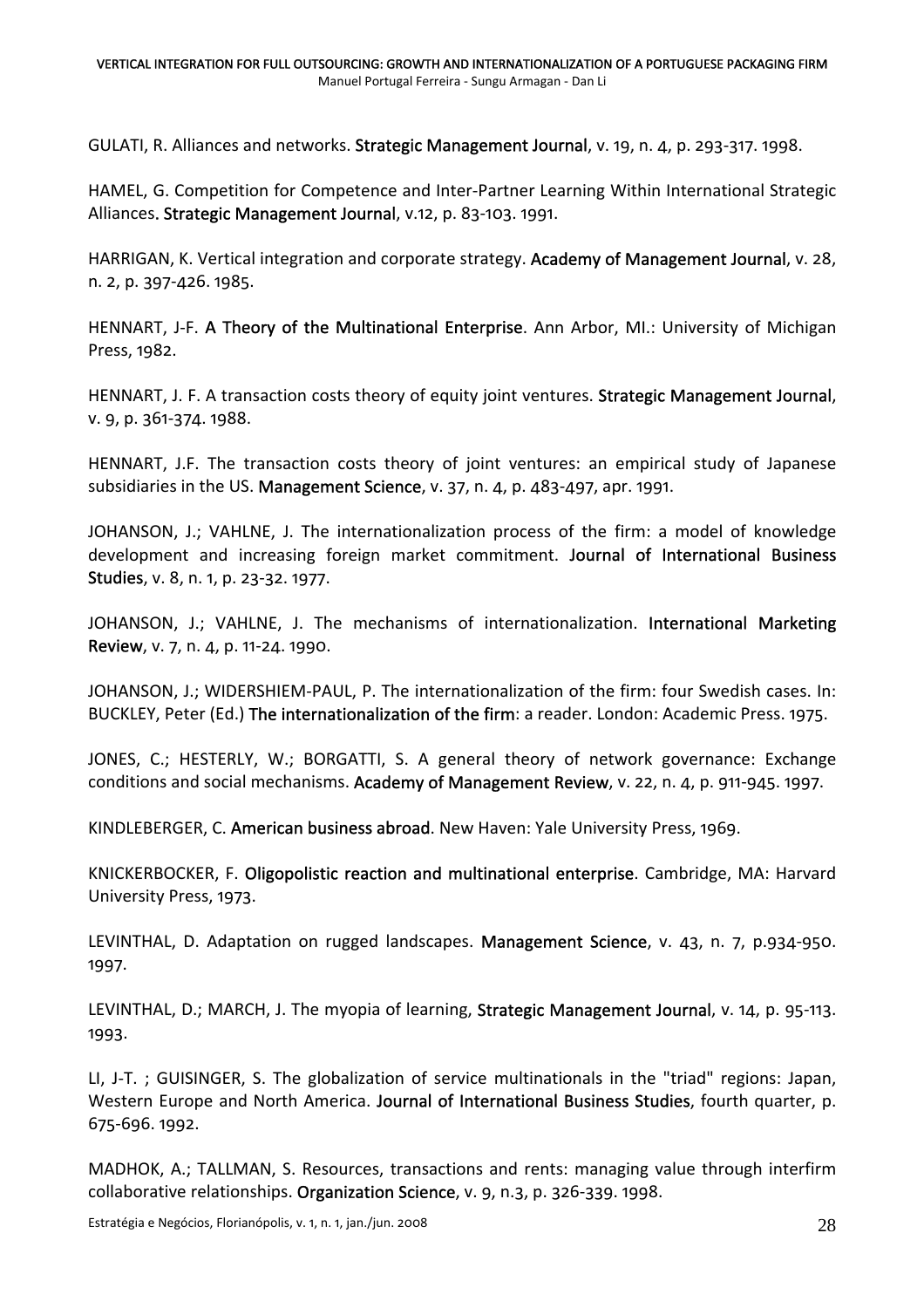GULATI, R. Alliances and networks. **Strategic Management Journal**, v. 19, n. 4, p. 293-317. 1998.

HAMEL, G. Competition for Competence and Inter-Partner Learning Within International Strategic Alliances**. Strategic Management Journal**, v.12, p. 83-103. 1991.

HARRIGAN, K. Vertical integration and corporate strategy. **Academy of Management Journal**, v. 28, n. 2, p. 397-426. 1985.

HENNART, J-F. **A Theory of the Multinational Enterprise**. Ann Arbor, MI.: University of Michigan Press, 1982.

HENNART, J. F. A transaction costs theory of equity joint ventures. **Strategic Management Journal**, v. 9, p. 361-374. 1988.

HENNART, J.F. The transaction costs theory of joint ventures: an empirical study of Japanese subsidiaries in the US. **Management Science**, v. 37, n. 4, p. 483-497, apr. 1991.

JOHANSON, J.; VAHLNE, J. The internationalization process of the firm: a model of knowledge development and increasing foreign market commitment. **Journal of International Business Studies**, v. 8, n. 1, p. 23-32. 1977.

JOHANSON, J.; VAHLNE, J. The mechanisms of internationalization. **International Marketing Review**, v. 7, n. 4, p. 11-24. 1990.

JOHANSON, J.; WIDERSHIEM-PAUL, P. The internationalization of the firm: four Swedish cases. In: BUCKLEY, Peter (Ed.) **The internationalization of the firm**: a reader. London: Academic Press. 1975.

JONES, C.; HESTERLY, W.; BORGATTI, S. A general theory of network governance: Exchange conditions and social mechanisms. **Academy of Management Review**, v. 22, n. 4, p. 911-945. 1997.

KINDLEBERGER, C. **American business abroad**. New Haven: Yale University Press, 1969.

KNICKERBOCKER, F. **Oligopolistic reaction and multinational enterprise**. Cambridge, MA: Harvard University Press, 1973.

LEVINTHAL, D. Adaptation on rugged landscapes. **Management Science**, v. 43, n. 7, p.934-950. 1997.

LEVINTHAL, D.; MARCH, J. The myopia of learning, **Strategic Management Journal**, v. 14, p. 95-113. 1993.

LI, J-T. ; GUISINGER, S. The globalization of service multinationals in the "triad" regions: Japan, Western Europe and North America. **Journal of International Business Studies**, fourth quarter, p. 675-696. 1992.

MADHOK, A.; TALLMAN, S. Resources, transactions and rents: managing value through interfirm collaborative relationships. **Organization Science**, v. 9, n.3, p. 326-339. 1998.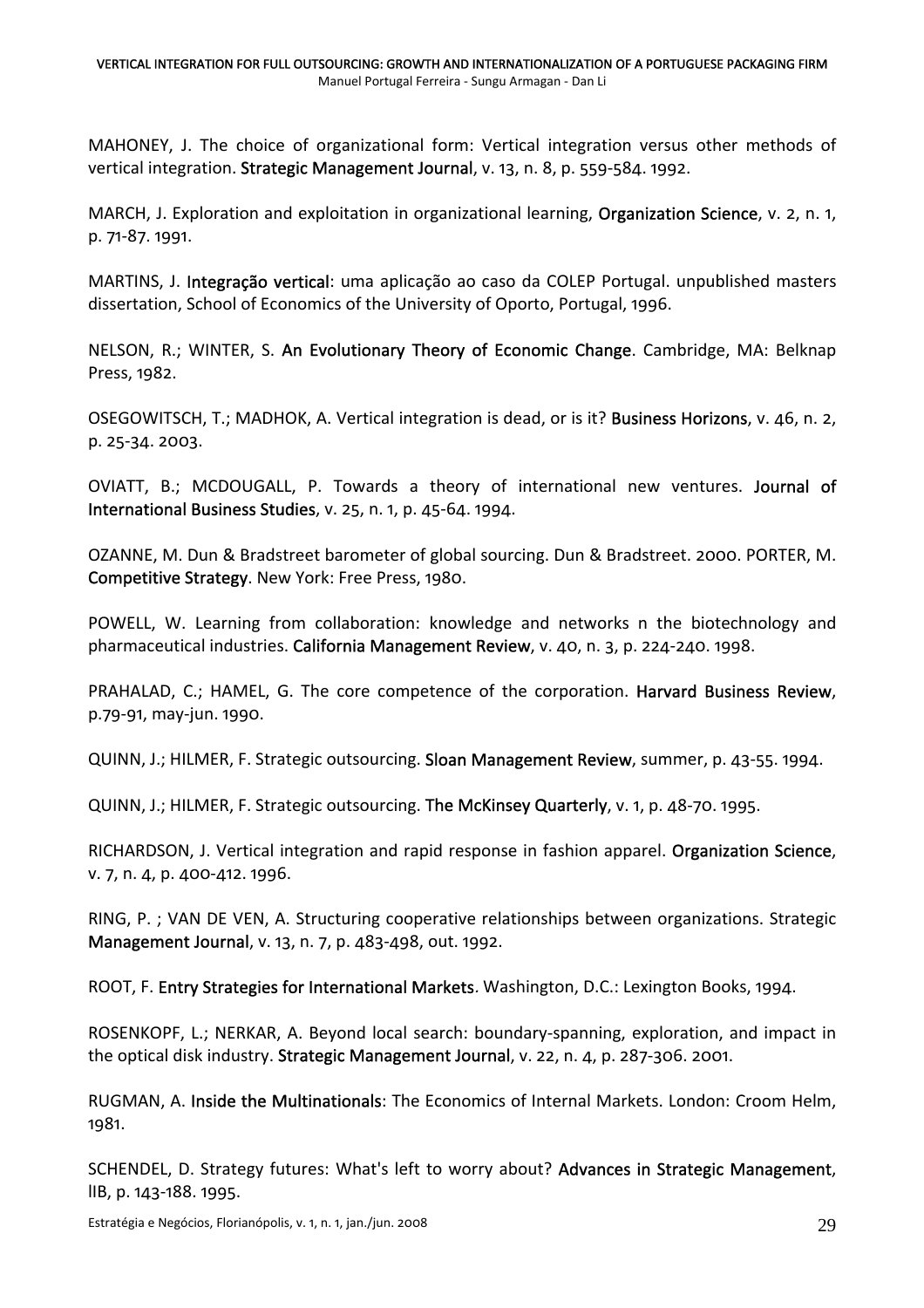MAHONEY, J. The choice of organizational form: Vertical integration versus other methods of vertical integration. **Strategic Management Journal**, v. 13, n. 8, p. 559-584. 1992.

MARCH, J. Exploration and exploitation in organizational learning, **Organization Science**, v. 2, n. 1, p. 71-87. 1991.

MARTINS, J. **Integração vertical**: uma aplicação ao caso da COLEP Portugal. unpublished masters dissertation, School of Economics of the University of Oporto, Portugal, 1996.

NELSON, R.; WINTER, S. **An Evolutionary Theory of Economic Change**. Cambridge, MA: Belknap Press, 1982.

OSEGOWITSCH, T.; MADHOK, A. Vertical integration is dead, or is it? **Business Horizons**, v. 46, n. 2, p. 25-34. 2003.

OVIATT, B.; MCDOUGALL, P. Towards a theory of international new ventures. **Journal of International Business Studies**, v. 25, n. 1, p. 45-64. 1994.

OZANNE, M. Dun & Bradstreet barometer of global sourcing. Dun & Bradstreet. 2000. PORTER, M. **Competitive Strategy**. New York: Free Press, 1980.

POWELL, W. Learning from collaboration: knowledge and networks n the biotechnology and pharmaceutical industries. **California Management Review**, v. 40, n. 3, p. 224-240. 1998.

PRAHALAD, C.; HAMEL, G. The core competence of the corporation. **Harvard Business Review**, p.79-91, may-jun. 1990.

QUINN, J.; HILMER, F. Strategic outsourcing. **Sloan Management Review**, summer, p. 43-55. 1994.

QUINN, J.; HILMER, F. Strategic outsourcing. **The McKinsey Quarterly**, v. 1, p. 48-70. 1995.

RICHARDSON, J. Vertical integration and rapid response in fashion apparel. **Organization Science**, v. 7, n. 4, p. 400-412. 1996.

RING, P. ; VAN DE VEN, A. Structuring cooperative relationships between organizations. Strategic **Management Journal**, v. 13, n. 7, p. 483-498, out. 1992.

ROOT, F. **Entry Strategies for International Markets**. Washington, D.C.: Lexington Books, 1994.

ROSENKOPF, L.; NERKAR, A. Beyond local search: boundary-spanning, exploration, and impact in the optical disk industry. **Strategic Management Journal**, v. 22, n. 4, p. 287-306. 2001.

RUGMAN, A. **Inside the Multinationals**: The Economics of Internal Markets. London: Croom Helm, 1981.

SCHENDEL, D. Strategy futures: What's left to worry about? **Advances in Strategic Management**, lIB, p. 143-188. 1995.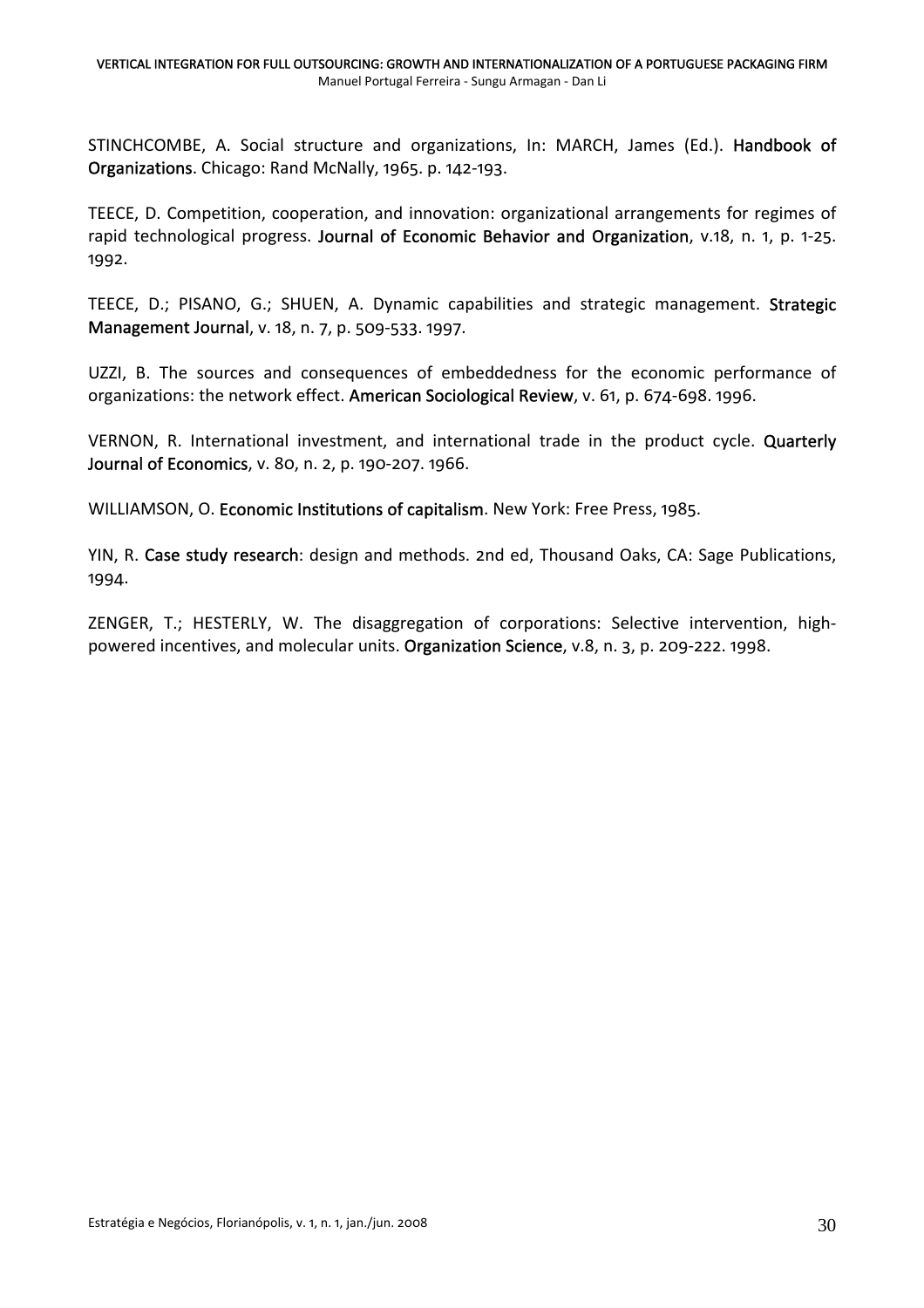STINCHCOMBE, A. Social structure and organizations, In: MARCH, James (Ed.). **Handbook of Organizations**. Chicago: Rand McNally, 1965. p. 142-193.

TEECE, D. Competition, cooperation, and innovation: organizational arrangements for regimes of rapid technological progress. **Journal of Economic Behavior and Organization**, v.18, n. 1, p. 1-25. 1992.

TEECE, D.; PISANO, G.; SHUEN, A. Dynamic capabilities and strategic management. **Strategic Management Journal**, v. 18, n. 7, p. 509-533. 1997.

UZZI, B. The sources and consequences of embeddedness for the economic performance of organizations: the network effect. **American Sociological Review**, v. 61, p. 674-698. 1996.

VERNON, R. International investment, and international trade in the product cycle. **Quarterly Journal of Economics**, v. 80, n. 2, p. 190-207. 1966.

WILLIAMSON, O. **Economic Institutions of capitalism**. New York: Free Press, 1985.

YIN, R. **Case study research**: design and methods. 2nd ed, Thousand Oaks, CA: Sage Publications, 1994.

ZENGER, T.; HESTERLY, W. The disaggregation of corporations: Selective intervention, high-powered incentives, and molecular units. **Organization Science**, v.8, n. 3, p. 209-222. 1998.